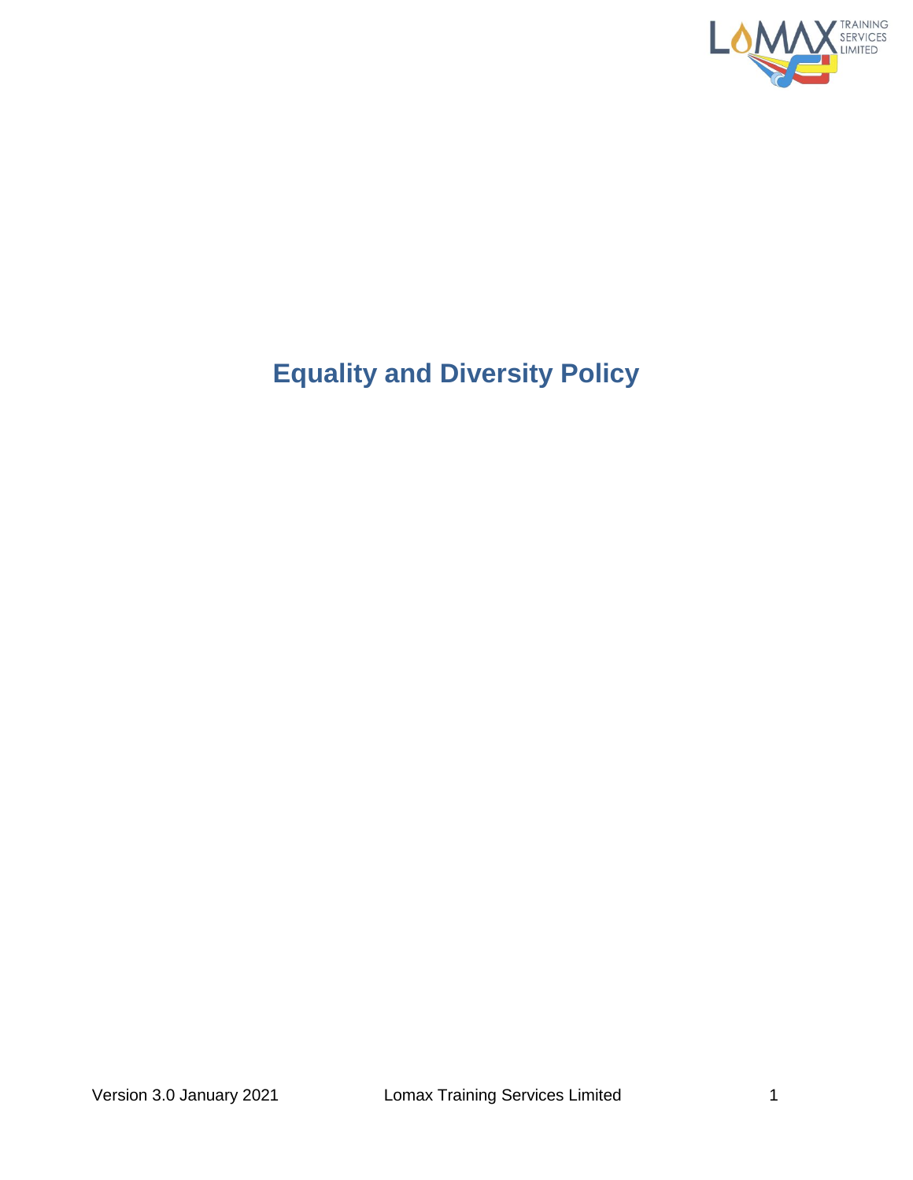# Equality and Diversity Policy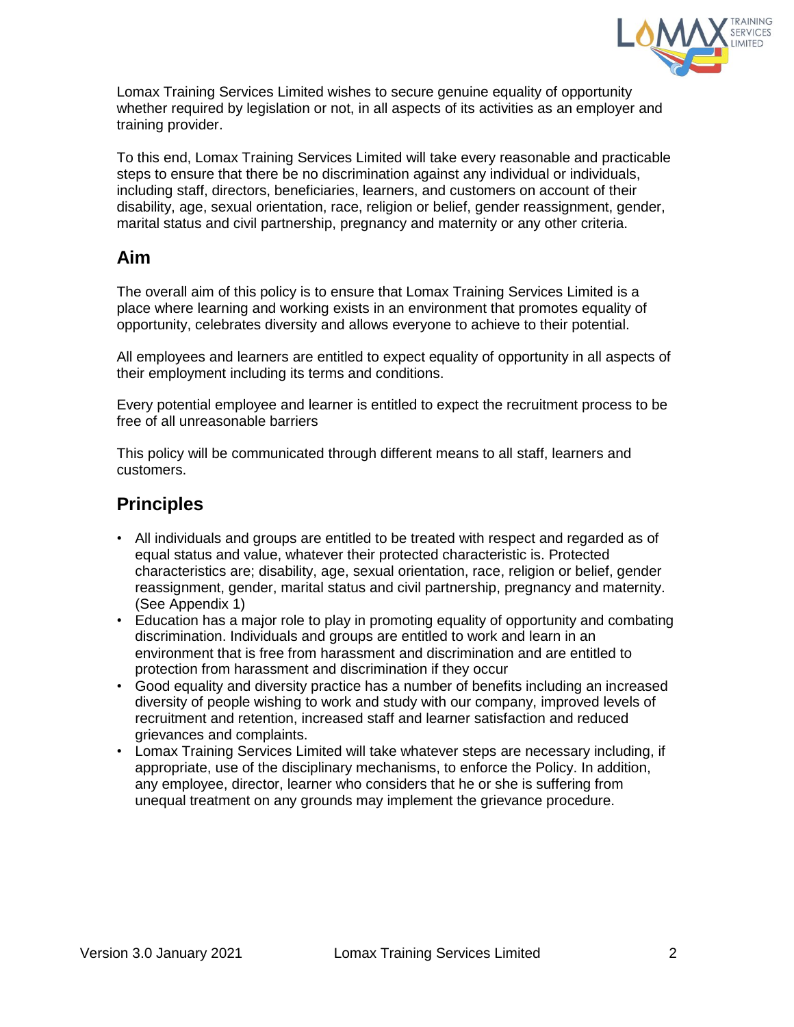Lomax Training Services Limited wishes to secure genuine equality of opportunity whether required by legislation or not, in all aspects of its activities as an employer and training provider.

To this end, Lomax Training Services Limited will take every reasonable and practicable steps to ensure that there be no discrimination against any individual or individuals, including staff, directors, beneficiaries, learners, and customers on account of their disability, age, sexual orientation, race, religion or belief, gender reassignment, gender, marital status and civil partnership, pregnancy and maternity or any other criteria.

## Aim

The overall aim of this policy is to ensure that Lomax Training Services Limited is a place where learning and working exists in an environment that promotes equality of opportunity, celebrates diversity and allows everyone to achieve to their potential.

All employees and learners are entitled to expect equality of opportunity in all aspects of their employment including its terms and conditions.

Every potential employee and learner is entitled to expect the recruitment process to be free of all unreasonable barriers

This policy will be communicated through different means to all staff, learners and customers.

## Principles

- All individuals and groups are entitled to be treated with respect and regarded as of equal status and value, whatever their protected characteristic is. Protected characteristics are; disability, age, sexual orientation, race, religion or belief, gender reassignment, gender, marital status and civil partnership, pregnancy and maternity. (See Appendix 1)
- Education has a major role to play in promoting equality of opportunity and combating discrimination. Individuals and groups are entitled to work and learn in an environment that is free from harassment and discrimination and are entitled to protection from harassment and discrimination if they occur
- Good equality and diversity practice has a number of benefits including an increased diversity of people wishing to work and study with our company, improved levels of recruitment and retention, increased staff and learner satisfaction and reduced grievances and complaints.
- Lomax Training Services Limited will take whatever steps are necessary including, if appropriate, use of the disciplinary mechanisms, to enforce the Policy. In addition, any employee, director, learner who considers that he or she is suffering from unequal treatment on any grounds may implement the grievance procedure.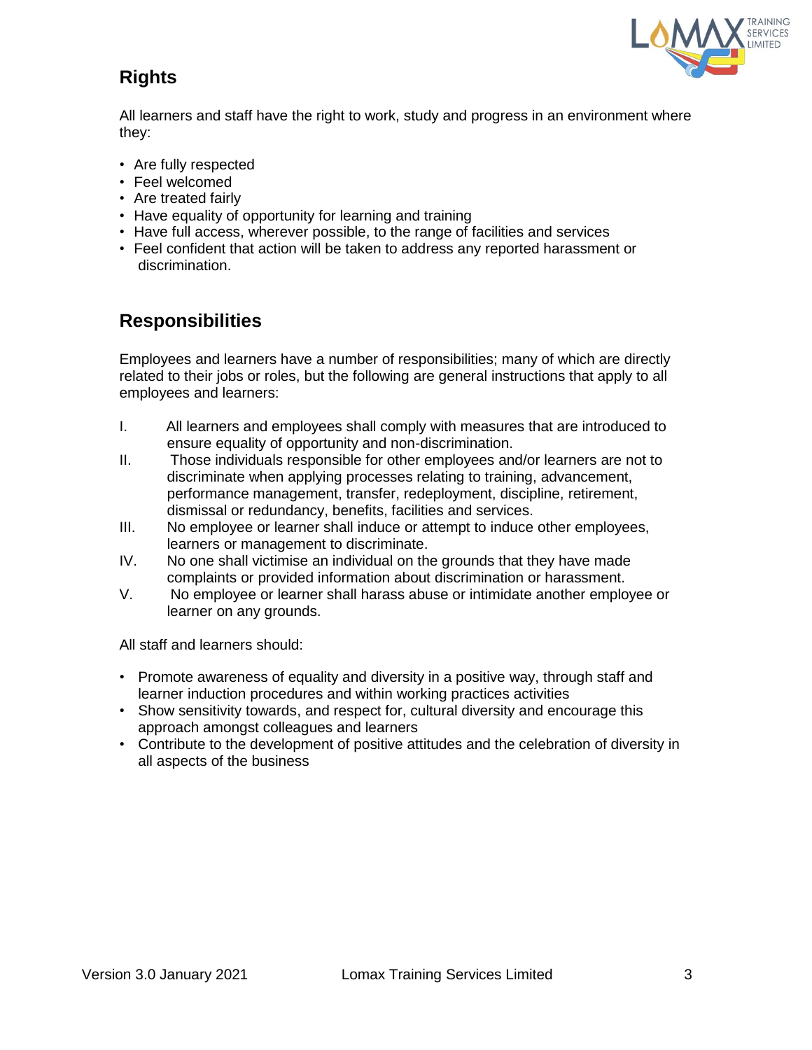## Rights

All learners and staff have the right to work, study and progress in an environment where they:

- Are fully respected
- Feel welcomed
- Are treated fairly
- Have equality of opportunity for learning and training
- Have full access, wherever possible, to the range of facilities and services
- Feel confident that action will be taken to address any reported harassment or discrimination.

## Responsibilities

Employees and learners have a number of responsibilities; many of which are directly related to their jobs or roles, but the following are general instructions that apply to all employees and learners:

I. All learners and employees shall comply with measures that are introduced to ensure equality of opportunity and non-discrimination.

II. Those individuals responsible for other employees and/or learners are not to discriminate when applying processes relating to training, advancement, performance management, transfer, redeployment, discipline, retirement, dismissal or redundancy, benefits, facilities and services.

III. No employee or learner shall induce or attempt to induce other employees, learners or management to discriminate.

IV. No one shall victimise an individual on the grounds that they have made complaints or provided information about discrimination or harassment.

V. No employee or learner shall harass abuse or intimidate another employee or learner on any grounds.

All staff and learners should:

- Promote awareness of equality and diversity in a positive way, through staff and learner induction procedures and within working practices activities
- Show sensitivity towards, and respect for, cultural diversity and encourage this approach amongst colleagues and learners
- Contribute to the development of positive attitudes and the celebration of diversity in all aspects of the business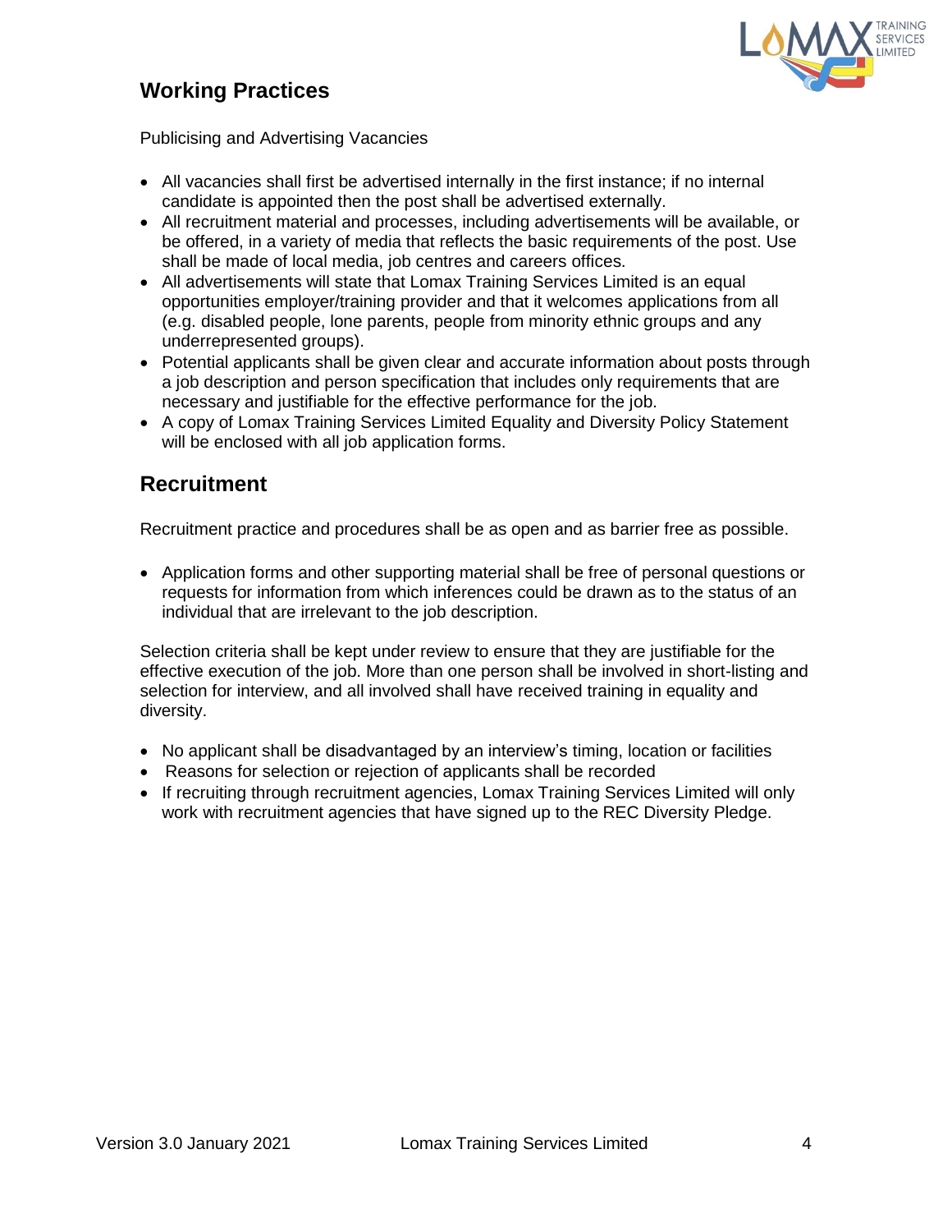## Working Practices

Publicising and Advertising Vacancies

- All vacancies shall first be advertised internally in the first instance; if no internal candidate is appointed then the post shall be advertised externally.
- All recruitment material and processes, including advertisements will be available, or be offered, in a variety of media that reflects the basic requirements of the post. Use shall be made of local media, job centres and careers offices.
- All advertisements will state that Lomax Training Services Limited is an equal opportunities employer/training provider and that it welcomes applications from all (e.g. disabled people, lone parents, people from minority ethnic groups and any underrepresented groups).
- Potential applicants shall be given clear and accurate information about posts through a job description and person specification that includes only requirements that are necessary and justifiable for the effective performance for the job.
- A copy of Lomax Training Services Limited Equality and Diversity Policy Statement will be enclosed with all job application forms.

## Recruitment

Recruitment practice and procedures shall be as open and as barrier free as possible.

- Application forms and other supporting material shall be free of personal questions or requests for information from which inferences could be drawn as to the status of an individual that are irrelevant to the job description.

Selection criteria shall be kept under review to ensure that they are justifiable for the effective execution of the job. More than one person shall be involved in short-listing and selection for interview, and all involved shall have received training in equality and diversity.

- No applicant shall be disadvantaged by an interview's timing, location or facilities
- Reasons for selection or rejection of applicants shall be recorded
- If recruiting through recruitment agencies, Lomax Training Services Limited will only work with recruitment agencies that have signed up to the REC Diversity Pledge.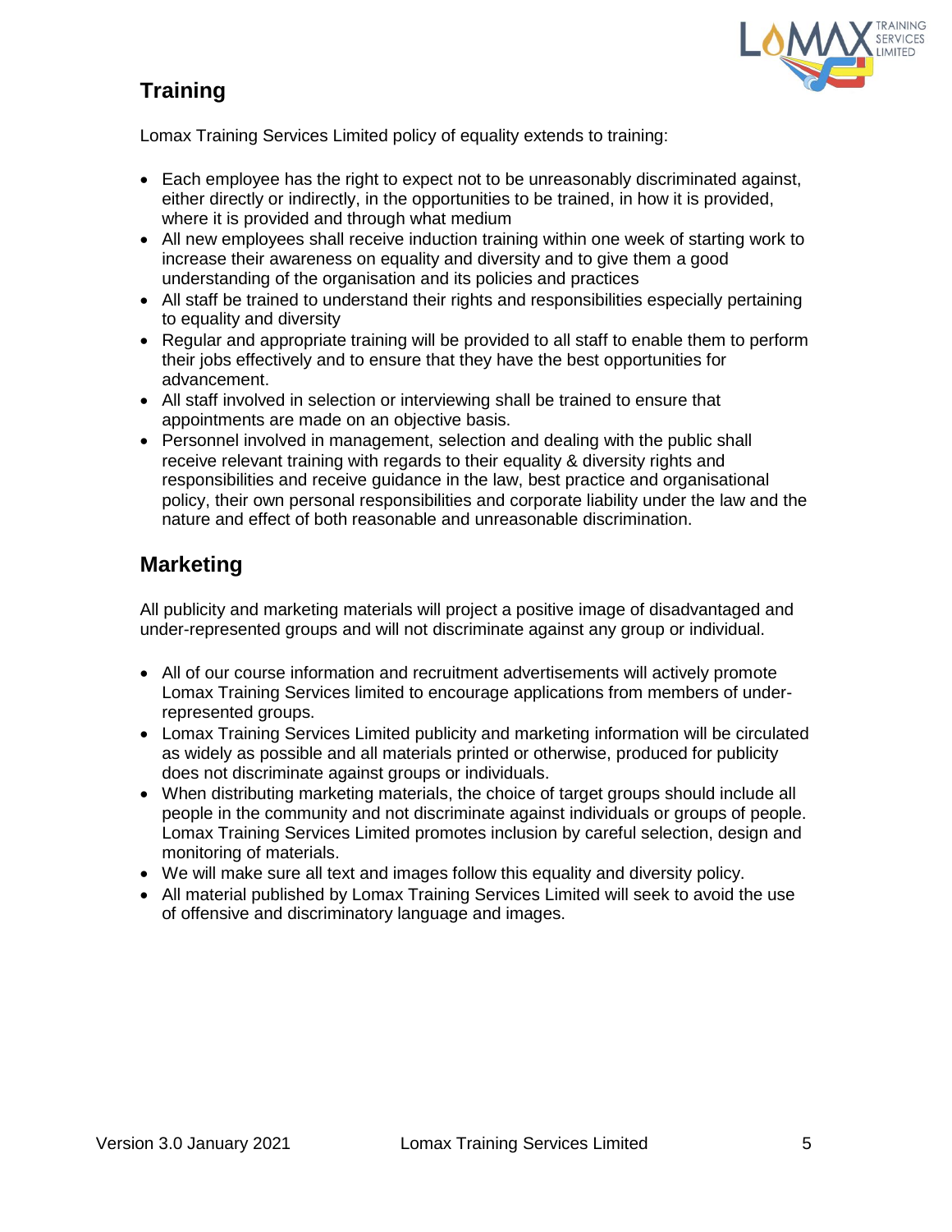## Training

Lomax Training Services Limited policy of equality extends to training:

- Each employee has the right to expect not to be unreasonably discriminated against, either directly or indirectly, in the opportunities to be trained, in how it is provided, where it is provided and through what medium
- All new employees shall receive induction training within one week of starting work to increase their awareness on equality and diversity and to give them a good understanding of the organisation and its policies and practices
- All staff be trained to understand their rights and responsibilities especially pertaining to equality and diversity
- Regular and appropriate training will be provided to all staff to enable them to perform their jobs effectively and to ensure that they have the best opportunities for advancement.
- All staff involved in selection or interviewing shall be trained to ensure that appointments are made on an objective basis.
- Personnel involved in management, selection and dealing with the public shall receive relevant training with regards to their equality & diversity rights and responsibilities and receive guidance in the law, best practice and organisational policy, their own personal responsibilities and corporate liability under the law and the nature and effect of both reasonable and unreasonable discrimination.

## Marketing

All publicity and marketing materials will project a positive image of disadvantaged and under-represented groups and will not discriminate against any group or individual.

- All of our course information and recruitment advertisements will actively promote Lomax Training Services limited to encourage applications from members of under-represented groups.
- Lomax Training Services Limited publicity and marketing information will be circulated as widely as possible and all materials printed or otherwise, produced for publicity does not discriminate against groups or individuals.
- When distributing marketing materials, the choice of target groups should include all people in the community and not discriminate against individuals or groups of people. Lomax Training Services Limited promotes inclusion by careful selection, design and monitoring of materials.
- We will make sure all text and images follow this equality and diversity policy.
- All material published by Lomax Training Services Limited will seek to avoid the use of offensive and discriminatory language and images.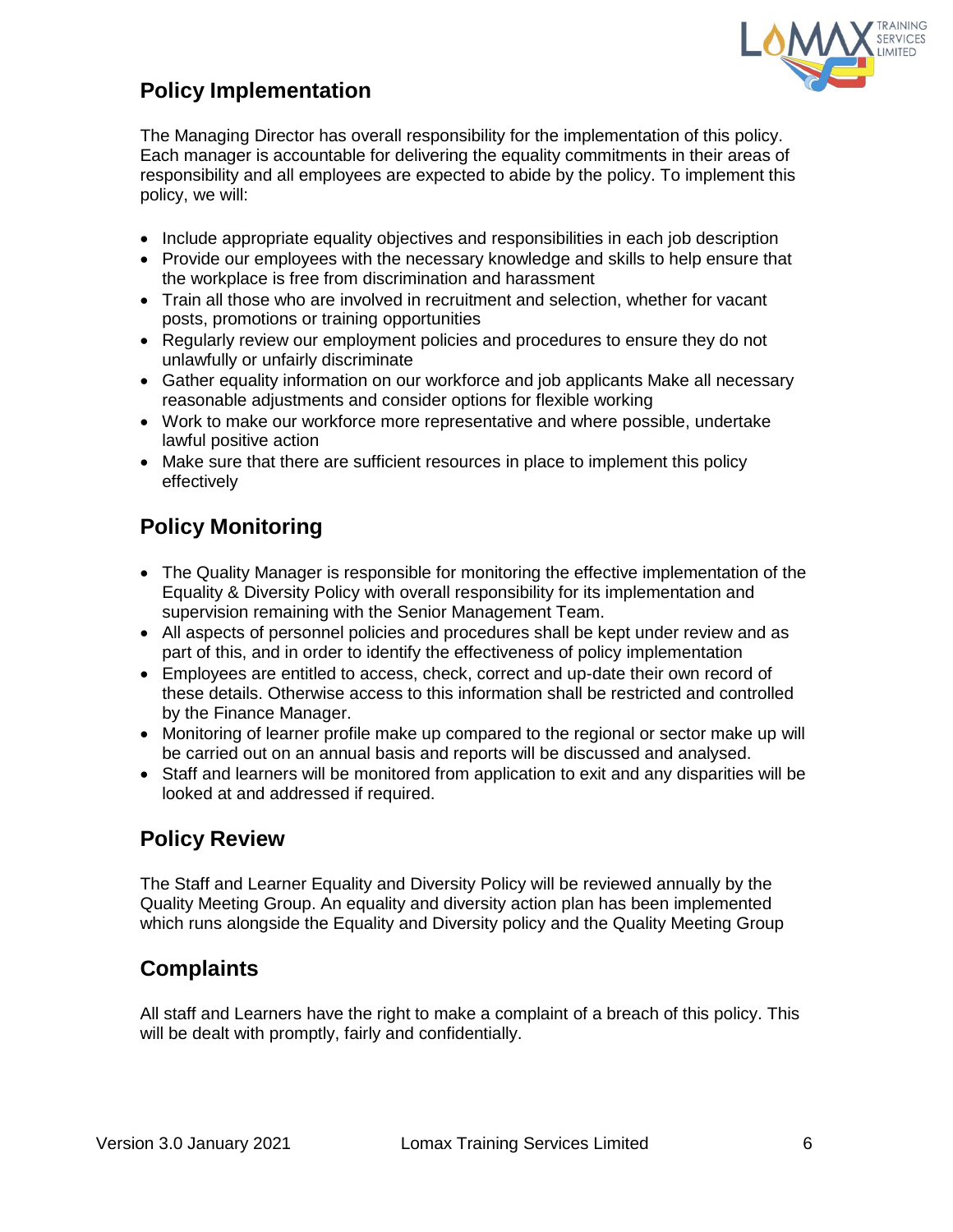## Policy Implementation

The Managing Director has overall responsibility for the implementation of this policy. Each manager is accountable for delivering the equality commitments in their areas of responsibility and all employees are expected to abide by the policy. To implement this policy, we will:

- Include appropriate equality objectives and responsibilities in each job description
- Provide our employees with the necessary knowledge and skills to help ensure that the workplace is free from discrimination and harassment
- Train all those who are involved in recruitment and selection, whether for vacant posts, promotions or training opportunities
- Regularly review our employment policies and procedures to ensure they do not unlawfully or unfairly discriminate
- Gather equality information on our workforce and job applicants Make all necessary reasonable adjustments and consider options for flexible working
- Work to make our workforce more representative and where possible, undertake lawful positive action
- Make sure that there are sufficient resources in place to implement this policy effectively

## Policy Monitoring

- The Quality Manager is responsible for monitoring the effective implementation of the Equality & Diversity Policy with overall responsibility for its implementation and supervision remaining with the Senior Management Team.
- All aspects of personnel policies and procedures shall be kept under review and as part of this, and in order to identify the effectiveness of policy implementation
- Employees are entitled to access, check, correct and up-date their own record of these details. Otherwise access to this information shall be restricted and controlled by the Finance Manager.
- Monitoring of learner profile make up compared to the regional or sector make up will be carried out on an annual basis and reports will be discussed and analysed.
- Staff and learners will be monitored from application to exit and any disparities will be looked at and addressed if required.

## Policy Review

The Staff and Learner Equality and Diversity Policy will be reviewed annually by the Quality Meeting Group. An equality and diversity action plan has been implemented which runs alongside the Equality and Diversity policy and the Quality Meeting Group

## Complaints

All staff and Learners have the right to make a complaint of a breach of this policy. This will be dealt with promptly, fairly and confidentially.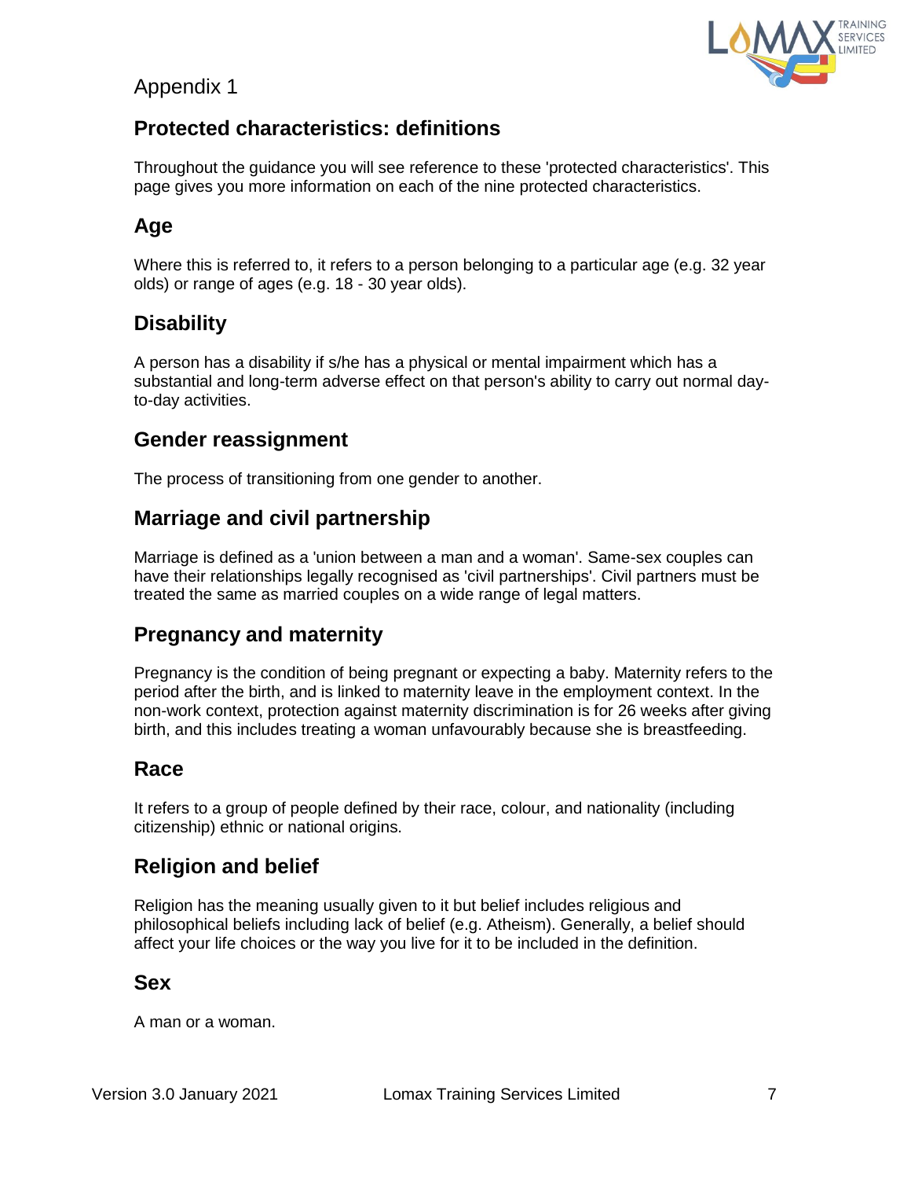Appendix 1

## Protected characteristics: definitions

Throughout the guidance you will see reference to these 'protected characteristics'. This page gives you more information on each of the nine protected characteristics.

### Age

Where this is referred to, it refers to a person belonging to a particular age (e.g. 32 year olds) or range of ages (e.g. 18 - 30 year olds).

### Disability

A person has a disability if s/he has a physical or mental impairment which has a substantial and long-term adverse effect on that person's ability to carry out normal day-to-day activities.

### Gender reassignment

The process of transitioning from one gender to another.

### Marriage and civil partnership

Marriage is defined as a 'union between a man and a woman'. Same-sex couples can have their relationships legally recognised as 'civil partnerships'. Civil partners must be treated the same as married couples on a wide range of legal matters.

### Pregnancy and maternity

Pregnancy is the condition of being pregnant or expecting a baby. Maternity refers to the period after the birth, and is linked to maternity leave in the employment context. In the non-work context, protection against maternity discrimination is for 26 weeks after giving birth, and this includes treating a woman unfavourably because she is breastfeeding.

### Race

It refers to a group of people defined by their race, colour, and nationality (including citizenship) ethnic or national origins.

### Religion and belief

Religion has the meaning usually given to it but belief includes religious and philosophical beliefs including lack of belief (e.g. Atheism). Generally, a belief should affect your life choices or the way you live for it to be included in the definition.

### Sex

A man or a woman.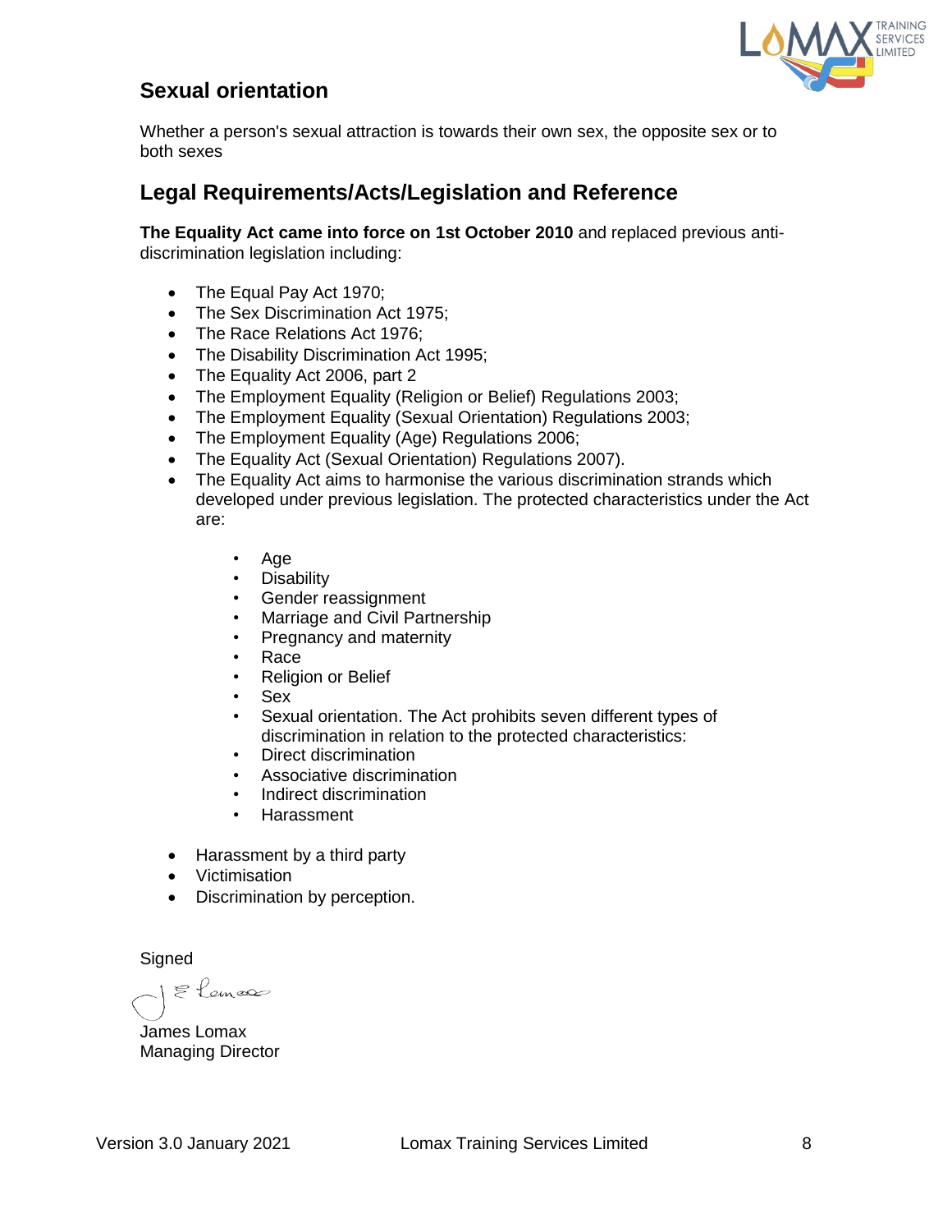## Sexual orientation

Whether a person's sexual attraction is towards their own sex, the opposite sex or to both sexes

## Legal Requirements/Acts/Legislation and Reference

**The Equality Act came into force on 1st October 2010** and replaced previous anti-discrimination legislation including:

- The Equal Pay Act 1970;
- The Sex Discrimination Act 1975;
- The Race Relations Act 1976;
- The Disability Discrimination Act 1995;
- The Equality Act 2006, part 2
- The Employment Equality (Religion or Belief) Regulations 2003;
- The Employment Equality (Sexual Orientation) Regulations 2003;
- The Employment Equality (Age) Regulations 2006;
- The Equality Act (Sexual Orientation) Regulations 2007).
- The Equality Act aims to harmonise the various discrimination strands which developed under previous legislation. The protected characteristics under the Act are:
    - Age
    - Disability
    - Gender reassignment
    - Marriage and Civil Partnership
    - Pregnancy and maternity
    - Race
    - Religion or Belief
    - Sex
    - Sexual orientation. The Act prohibits seven different types of discrimination in relation to the protected characteristics:
    - Direct discrimination
    - Associative discrimination
    - Indirect discrimination
    - Harassment
- Harassment by a third party
- Victimisation
- Discrimination by perception.

Signed

James Lomax
Managing Director

Version 3.0 January 2021 Lomax Training Services Limited